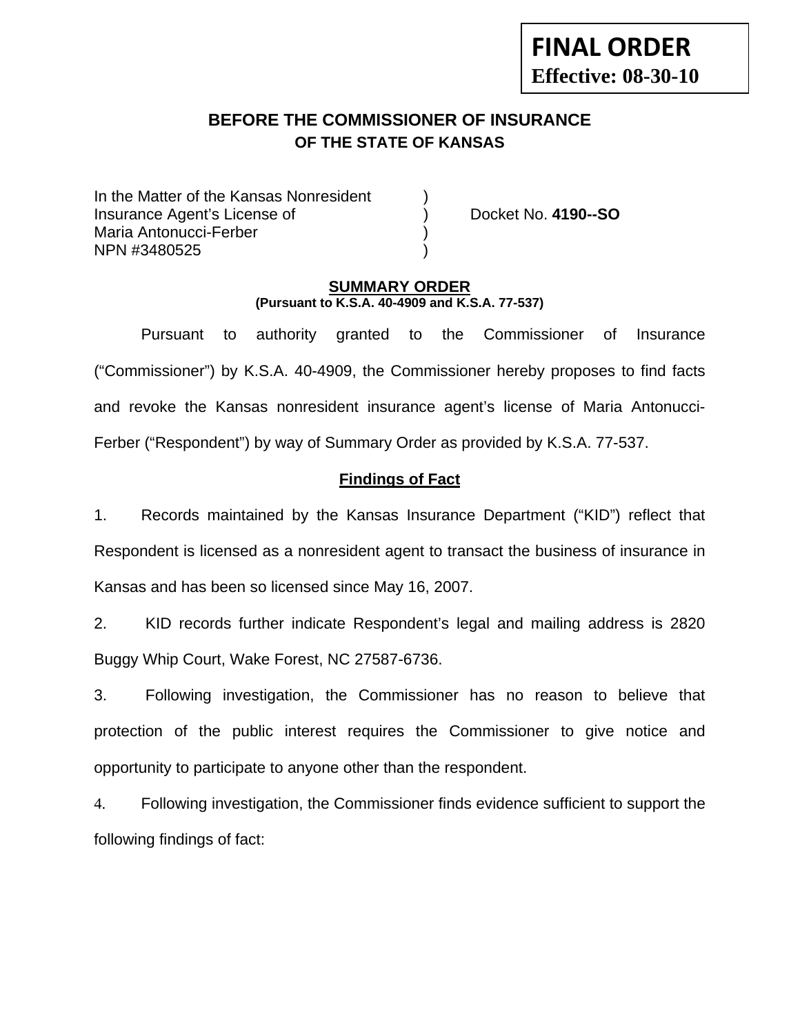**FINAL ORDER**
**Effective: 08-30-10**

## BEFORE THE COMMISSIONER OF INSURANCE
### OF THE STATE OF KANSAS

In the Matter of the Kansas Nonresident )
Insurance Agent's License of ) Docket No. **4190--SO**
Maria Antonucci-Ferber )
NPN #3480525 )

**SUMMARY ORDER**
**(Pursuant to K.S.A. 40-4909 and K.S.A. 77-537)**

Pursuant to authority granted to the Commissioner of Insurance ("Commissioner") by K.S.A. 40-4909, the Commissioner hereby proposes to find facts and revoke the Kansas nonresident insurance agent's license of Maria Antonucci-Ferber ("Respondent") by way of Summary Order as provided by K.S.A. 77-537.

**Findings of Fact**

1. Records maintained by the Kansas Insurance Department ("KID") reflect that Respondent is licensed as a nonresident agent to transact the business of insurance in Kansas and has been so licensed since May 16, 2007.

2. KID records further indicate Respondent's legal and mailing address is 2820 Buggy Whip Court, Wake Forest, NC 27587-6736.

3. Following investigation, the Commissioner has no reason to believe that protection of the public interest requires the Commissioner to give notice and opportunity to participate to anyone other than the respondent.

4. Following investigation, the Commissioner finds evidence sufficient to support the following findings of fact: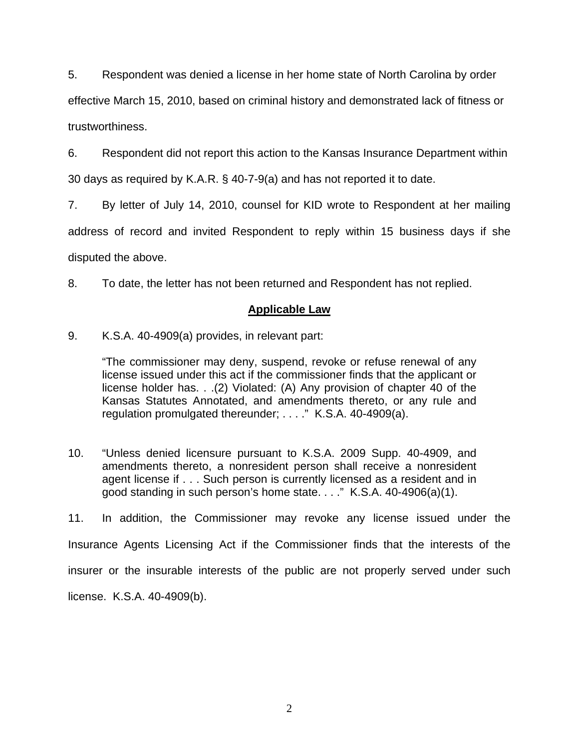5. Respondent was denied a license in her home state of North Carolina by order effective March 15, 2010, based on criminal history and demonstrated lack of fitness or trustworthiness.

6. Respondent did not report this action to the Kansas Insurance Department within 30 days as required by K.A.R. § 40-7-9(a) and has not reported it to date.

7. By letter of July 14, 2010, counsel for KID wrote to Respondent at her mailing address of record and invited Respondent to reply within 15 business days if she disputed the above.

8. To date, the letter has not been returned and Respondent has not replied.

## Applicable Law

9. K.S.A. 40-4909(a) provides, in relevant part:

> "The commissioner may deny, suspend, revoke or refuse renewal of any license issued under this act if the commissioner finds that the applicant or license holder has. . .(2) Violated: (A) Any provision of chapter 40 of the Kansas Statutes Annotated, and amendments thereto, or any rule and regulation promulgated thereunder; . . . ." K.S.A. 40-4909(a).

10. "Unless denied licensure pursuant to K.S.A. 2009 Supp. 40-4909, and amendments thereto, a nonresident person shall receive a nonresident agent license if . . . Such person is currently licensed as a resident and in good standing in such person's home state. . . ." K.S.A. 40-4906(a)(1).

11. In addition, the Commissioner may revoke any license issued under the Insurance Agents Licensing Act if the Commissioner finds that the interests of the insurer or the insurable interests of the public are not properly served under such license. K.S.A. 40-4909(b).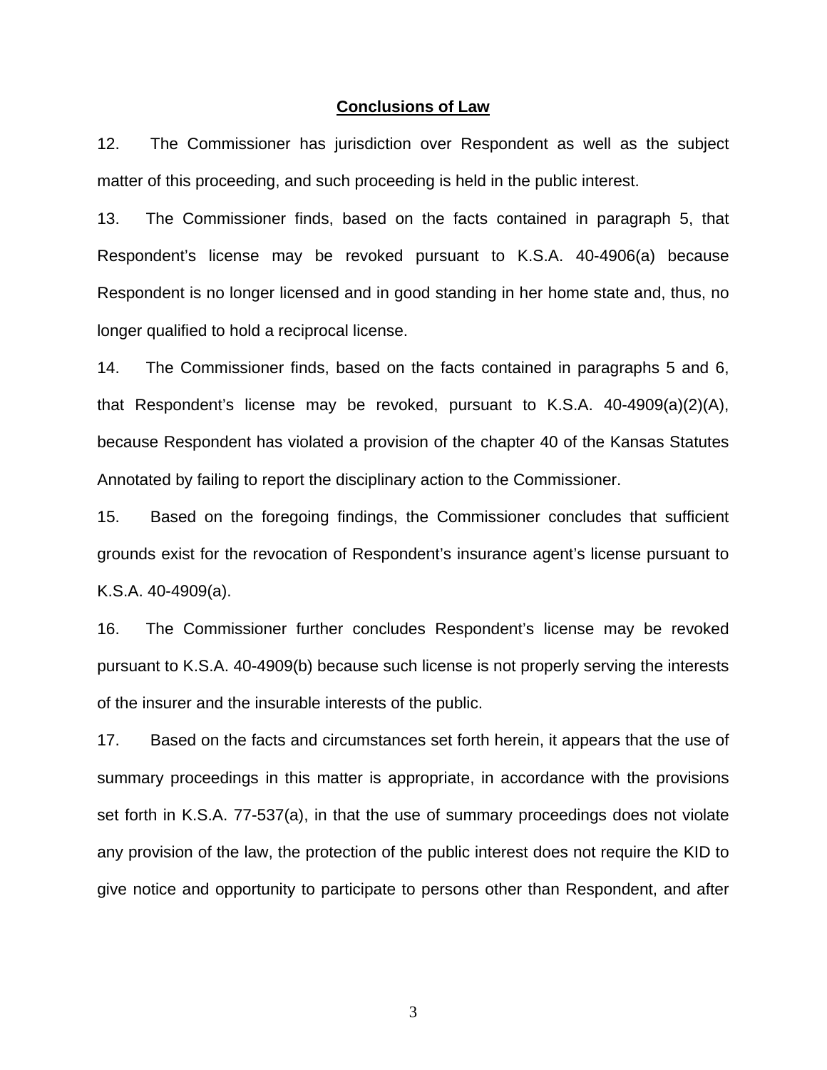## **Conclusions of Law**

12. The Commissioner has jurisdiction over Respondent as well as the subject matter of this proceeding, and such proceeding is held in the public interest.

13. The Commissioner finds, based on the facts contained in paragraph 5, that Respondent's license may be revoked pursuant to K.S.A. 40-4906(a) because Respondent is no longer licensed and in good standing in her home state and, thus, no longer qualified to hold a reciprocal license.

14. The Commissioner finds, based on the facts contained in paragraphs 5 and 6, that Respondent's license may be revoked, pursuant to K.S.A. 40-4909(a)(2)(A), because Respondent has violated a provision of the chapter 40 of the Kansas Statutes Annotated by failing to report the disciplinary action to the Commissioner.

15. Based on the foregoing findings, the Commissioner concludes that sufficient grounds exist for the revocation of Respondent's insurance agent's license pursuant to K.S.A. 40-4909(a).

16. The Commissioner further concludes Respondent's license may be revoked pursuant to K.S.A. 40-4909(b) because such license is not properly serving the interests of the insurer and the insurable interests of the public.

17. Based on the facts and circumstances set forth herein, it appears that the use of summary proceedings in this matter is appropriate, in accordance with the provisions set forth in K.S.A. 77-537(a), in that the use of summary proceedings does not violate any provision of the law, the protection of the public interest does not require the KID to give notice and opportunity to participate to persons other than Respondent, and after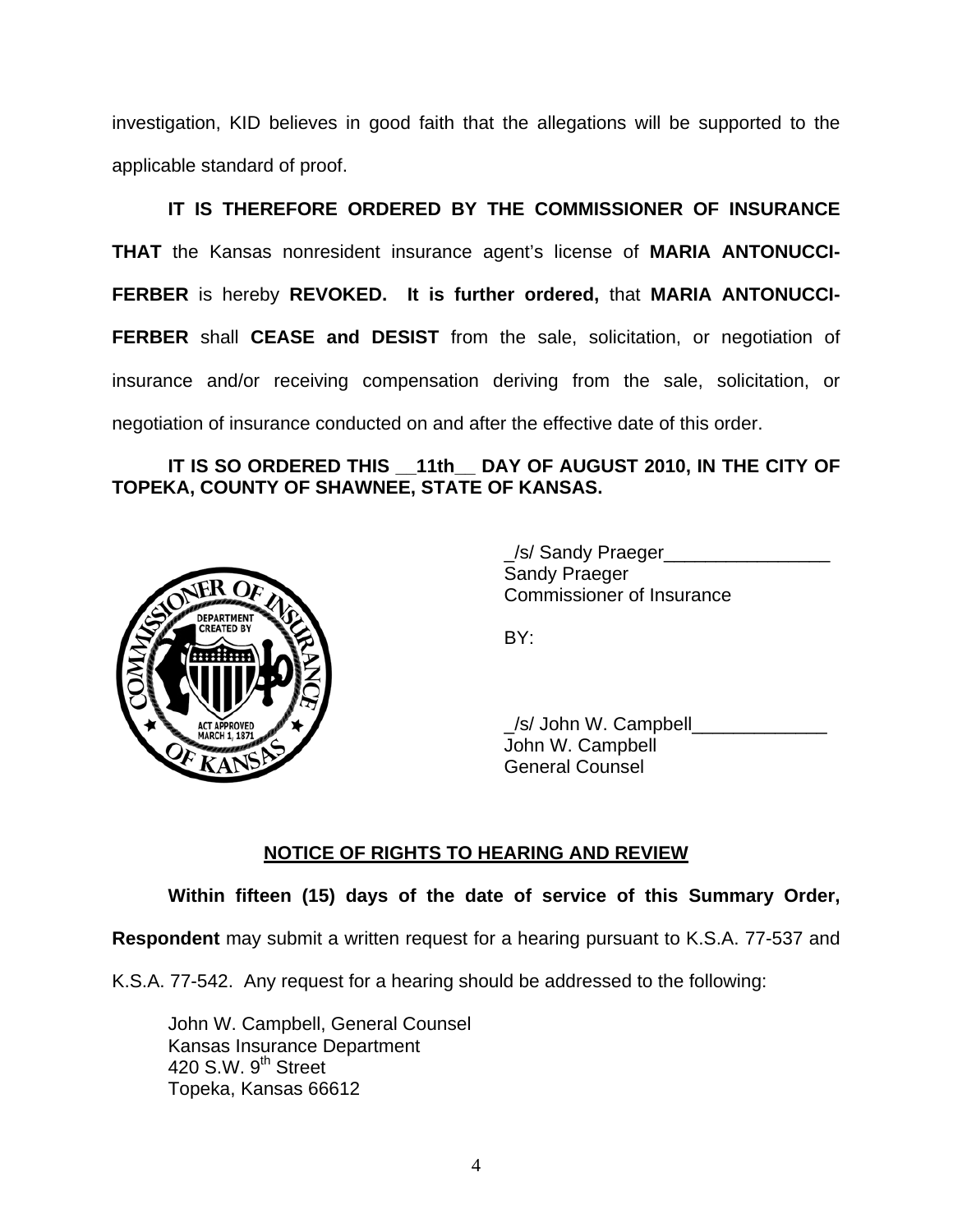investigation, KID believes in good faith that the allegations will be supported to the applicable standard of proof.

**IT IS THEREFORE ORDERED BY THE COMMISSIONER OF INSURANCE THAT** the Kansas nonresident insurance agent's license of **MARIA ANTONUCCI-FERBER** is hereby **REVOKED. It is further ordered,** that **MARIA ANTONUCCI-FERBER** shall **CEASE and DESIST** from the sale, solicitation, or negotiation of insurance and/or receiving compensation deriving from the sale, solicitation, or negotiation of insurance conducted on and after the effective date of this order.

**IT IS SO ORDERED THIS \_\_11th\_\_ DAY OF AUGUST 2010, IN THE CITY OF TOPEKA, COUNTY OF SHAWNEE, STATE OF KANSAS.**

_/s/ Sandy Praeger________________
Sandy Praeger
Commissioner of Insurance

BY:

_/s/ John W. Campbell_____________
John W. Campbell
General Counsel

## NOTICE OF RIGHTS TO HEARING AND REVIEW

**Within fifteen (15) days of the date of service of this Summary Order, Respondent** may submit a written request for a hearing pursuant to K.S.A. 77-537 and K.S.A. 77-542. Any request for a hearing should be addressed to the following:

John W. Campbell, General Counsel
Kansas Insurance Department
420 S.W. 9th Street
Topeka, Kansas 66612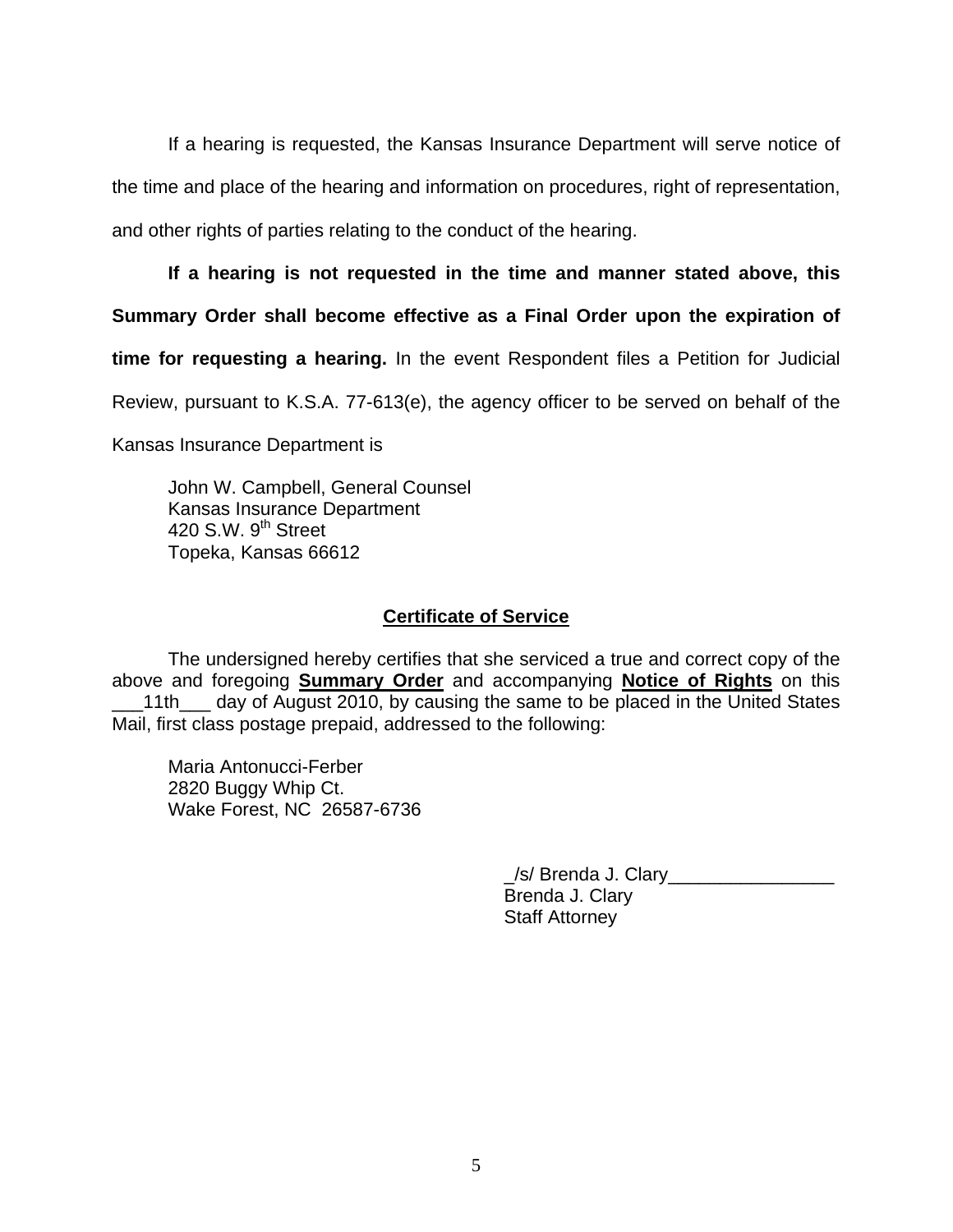If a hearing is requested, the Kansas Insurance Department will serve notice of the time and place of the hearing and information on procedures, right of representation, and other rights of parties relating to the conduct of the hearing.

**If a hearing is not requested in the time and manner stated above, this Summary Order shall become effective as a Final Order upon the expiration of time for requesting a hearing.** In the event Respondent files a Petition for Judicial Review, pursuant to K.S.A. 77-613(e), the agency officer to be served on behalf of the Kansas Insurance Department is

John W. Campbell, General Counsel
Kansas Insurance Department
420 S.W. 9th Street
Topeka, Kansas 66612

## Certificate of Service

The undersigned hereby certifies that she serviced a true and correct copy of the above and foregoing **Summary Order** and accompanying **Notice of Rights** on this ___11th___ day of August 2010, by causing the same to be placed in the United States Mail, first class postage prepaid, addressed to the following:

Maria Antonucci-Ferber
2820 Buggy Whip Ct.
Wake Forest, NC 26587-6736

_/s/ Brenda J. Clary________________
Brenda J. Clary
Staff Attorney